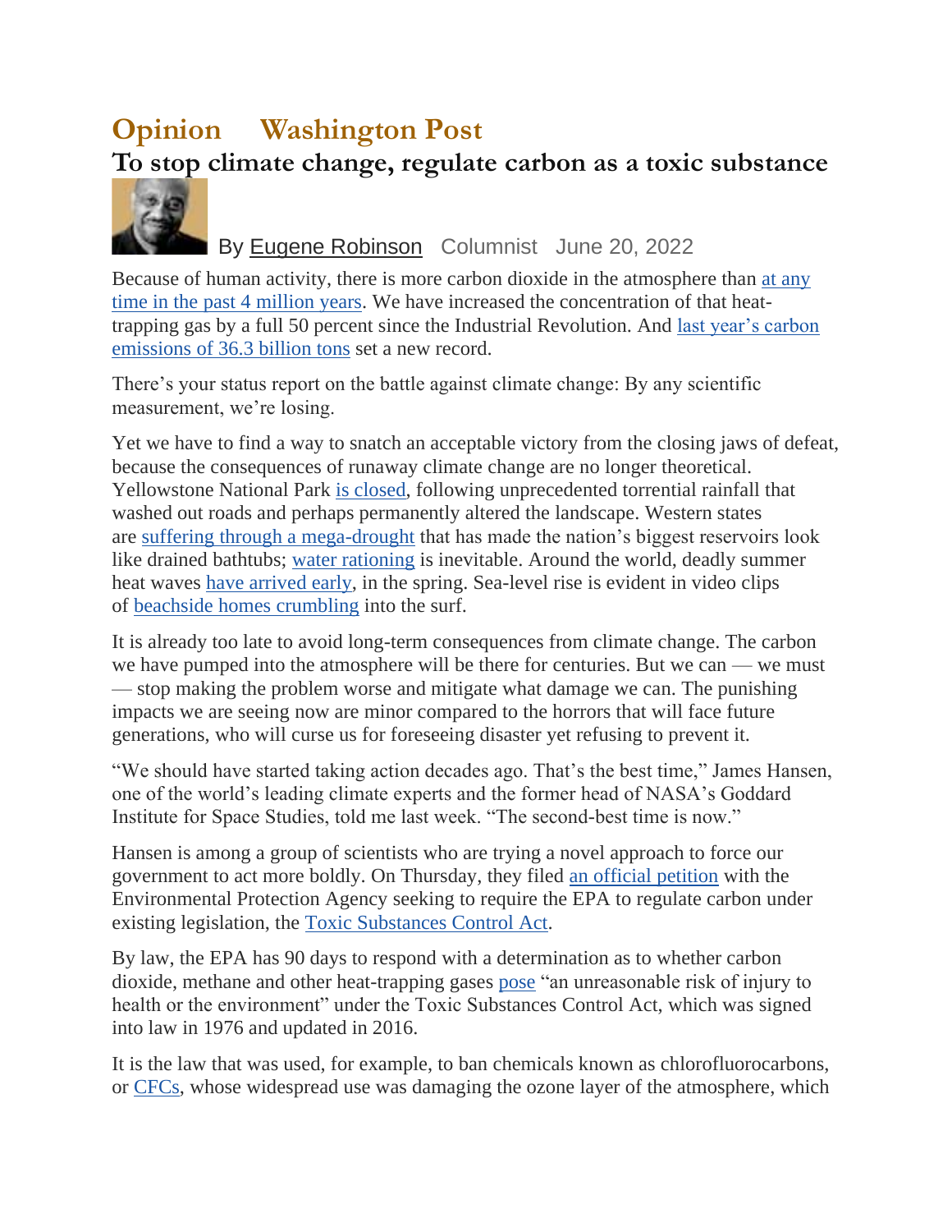# Opinion    Washington Post

## To stop climate change, regulate carbon as a toxic substance

By Eugene Robinson   Columnist   June 20, 2022

Because of human activity, there is more carbon dioxide in the atmosphere than at any time in the past 4 million years. We have increased the concentration of that heat-trapping gas by a full 50 percent since the Industrial Revolution. And last year's carbon emissions of 36.3 billion tons set a new record.

There's your status report on the battle against climate change: By any scientific measurement, we're losing.

Yet we have to find a way to snatch an acceptable victory from the closing jaws of defeat, because the consequences of runaway climate change are no longer theoretical. Yellowstone National Park is closed, following unprecedented torrential rainfall that washed out roads and perhaps permanently altered the landscape. Western states are suffering through a mega-drought that has made the nation's biggest reservoirs look like drained bathtubs; water rationing is inevitable. Around the world, deadly summer heat waves have arrived early, in the spring. Sea-level rise is evident in video clips of beachside homes crumbling into the surf.

It is already too late to avoid long-term consequences from climate change. The carbon we have pumped into the atmosphere will be there for centuries. But we can — we must — stop making the problem worse and mitigate what damage we can. The punishing impacts we are seeing now are minor compared to the horrors that will face future generations, who will curse us for foreseeing disaster yet refusing to prevent it.

"We should have started taking action decades ago. That's the best time," James Hansen, one of the world's leading climate experts and the former head of NASA's Goddard Institute for Space Studies, told me last week. "The second-best time is now."

Hansen is among a group of scientists who are trying a novel approach to force our government to act more boldly. On Thursday, they filed an official petition with the Environmental Protection Agency seeking to require the EPA to regulate carbon under existing legislation, the Toxic Substances Control Act.

By law, the EPA has 90 days to respond with a determination as to whether carbon dioxide, methane and other heat-trapping gases pose "an unreasonable risk of injury to health or the environment" under the Toxic Substances Control Act, which was signed into law in 1976 and updated in 2016.

It is the law that was used, for example, to ban chemicals known as chlorofluorocarbons, or CFCs, whose widespread use was damaging the ozone layer of the atmosphere, which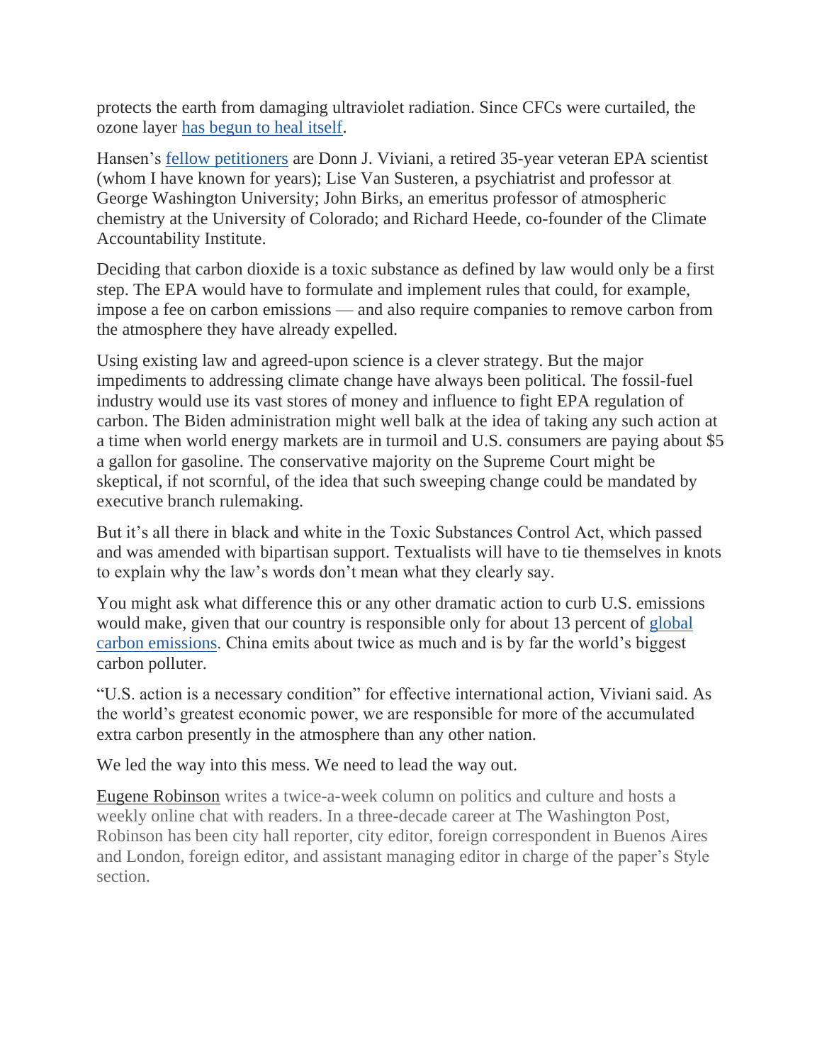protects the earth from damaging ultraviolet radiation. Since CFCs were curtailed, the ozone layer [has begun to heal itself](#).

Hansen's [fellow petitioners](#) are Donn J. Viviani, a retired 35-year veteran EPA scientist (whom I have known for years); Lise Van Susteren, a psychiatrist and professor at George Washington University; John Birks, an emeritus professor of atmospheric chemistry at the University of Colorado; and Richard Heede, co-founder of the Climate Accountability Institute.

Deciding that carbon dioxide is a toxic substance as defined by law would only be a first step. The EPA would have to formulate and implement rules that could, for example, impose a fee on carbon emissions — and also require companies to remove carbon from the atmosphere they have already expelled.

Using existing law and agreed-upon science is a clever strategy. But the major impediments to addressing climate change have always been political. The fossil-fuel industry would use its vast stores of money and influence to fight EPA regulation of carbon. The Biden administration might well balk at the idea of taking any such action at a time when world energy markets are in turmoil and U.S. consumers are paying about $5 a gallon for gasoline. The conservative majority on the Supreme Court might be skeptical, if not scornful, of the idea that such sweeping change could be mandated by executive branch rulemaking.

But it's all there in black and white in the Toxic Substances Control Act, which passed and was amended with bipartisan support. Textualists will have to tie themselves in knots to explain why the law's words don't mean what they clearly say.

You might ask what difference this or any other dramatic action to curb U.S. emissions would make, given that our country is responsible only for about 13 percent of [global carbon emissions](#). China emits about twice as much and is by far the world's biggest carbon polluter.

"U.S. action is a necessary condition" for effective international action, Viviani said. As the world's greatest economic power, we are responsible for more of the accumulated extra carbon presently in the atmosphere than any other nation.

We led the way into this mess. We need to lead the way out.

[Eugene Robinson](#) writes a twice-a-week column on politics and culture and hosts a weekly online chat with readers. In a three-decade career at The Washington Post, Robinson has been city hall reporter, city editor, foreign correspondent in Buenos Aires and London, foreign editor, and assistant managing editor in charge of the paper's Style section.